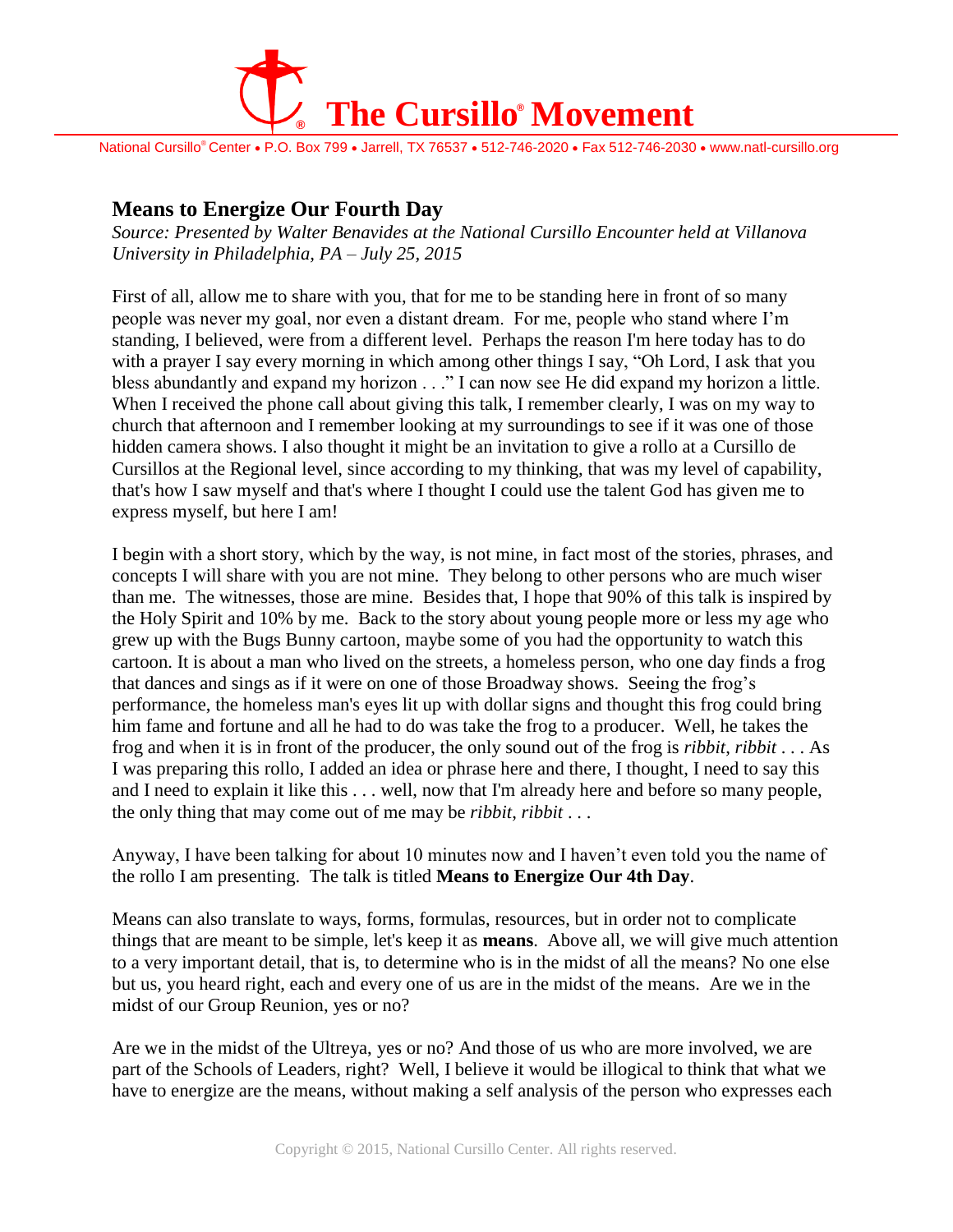# The Cursillo® Movement

National Cursillo® Center • P.O. Box 799 • Jarrell, TX 76537 • 512-746-2020 • Fax 512-746-2030 • www.natl-cursillo.org

## Means to Energize Our Fourth Day

*Source: Presented by Walter Benavides at the National Cursillo Encounter held at Villanova University in Philadelphia, PA – July 25, 2015*

First of all, allow me to share with you, that for me to be standing here in front of so many people was never my goal, nor even a distant dream. For me, people who stand where I'm standing, I believed, were from a different level. Perhaps the reason I'm here today has to do with a prayer I say every morning in which among other things I say, "Oh Lord, I ask that you bless abundantly and expand my horizon . . ." I can now see He did expand my horizon a little. When I received the phone call about giving this talk, I remember clearly, I was on my way to church that afternoon and I remember looking at my surroundings to see if it was one of those hidden camera shows. I also thought it might be an invitation to give a rollo at a Cursillo de Cursillos at the Regional level, since according to my thinking, that was my level of capability, that's how I saw myself and that's where I thought I could use the talent God has given me to express myself, but here I am!

I begin with a short story, which by the way, is not mine, in fact most of the stories, phrases, and concepts I will share with you are not mine. They belong to other persons who are much wiser than me. The witnesses, those are mine. Besides that, I hope that 90% of this talk is inspired by the Holy Spirit and 10% by me. Back to the story about young people more or less my age who grew up with the Bugs Bunny cartoon, maybe some of you had the opportunity to watch this cartoon. It is about a man who lived on the streets, a homeless person, who one day finds a frog that dances and sings as if it were on one of those Broadway shows. Seeing the frog's performance, the homeless man's eyes lit up with dollar signs and thought this frog could bring him fame and fortune and all he had to do was take the frog to a producer. Well, he takes the frog and when it is in front of the producer, the only sound out of the frog is *ribbit*, *ribbit* . . . As I was preparing this rollo, I added an idea or phrase here and there, I thought, I need to say this and I need to explain it like this . . . well, now that I'm already here and before so many people, the only thing that may come out of me may be *ribbit*, *ribbit* . . .

Anyway, I have been talking for about 10 minutes now and I haven't even told you the name of the rollo I am presenting. The talk is titled **Means to Energize Our 4th Day**.

Means can also translate to ways, forms, formulas, resources, but in order not to complicate things that are meant to be simple, let's keep it as **means**. Above all, we will give much attention to a very important detail, that is, to determine who is in the midst of all the means? No one else but us, you heard right, each and every one of us are in the midst of the means. Are we in the midst of our Group Reunion, yes or no?

Are we in the midst of the Ultreya, yes or no? And those of us who are more involved, we are part of the Schools of Leaders, right? Well, I believe it would be illogical to think that what we have to energize are the means, without making a self analysis of the person who expresses each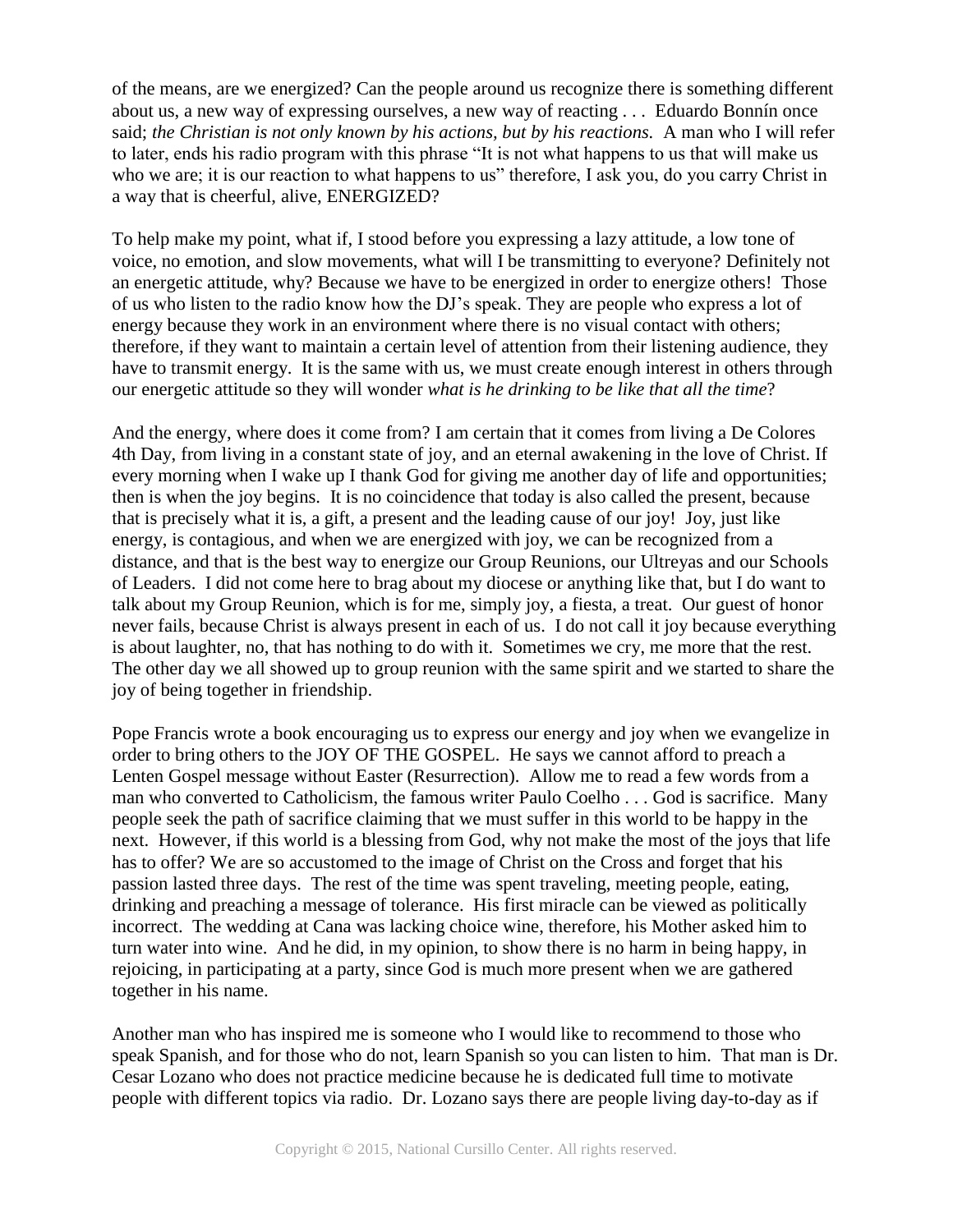of the means, are we energized? Can the people around us recognize there is something different about us, a new way of expressing ourselves, a new way of reacting . . . Eduardo Bonnín once said; *the Christian is not only known by his actions, but by his reactions.* A man who I will refer to later, ends his radio program with this phrase "It is not what happens to us that will make us who we are; it is our reaction to what happens to us" therefore, I ask you, do you carry Christ in a way that is cheerful, alive, ENERGIZED?

To help make my point, what if, I stood before you expressing a lazy attitude, a low tone of voice, no emotion, and slow movements, what will I be transmitting to everyone? Definitely not an energetic attitude, why? Because we have to be energized in order to energize others! Those of us who listen to the radio know how the DJ's speak. They are people who express a lot of energy because they work in an environment where there is no visual contact with others; therefore, if they want to maintain a certain level of attention from their listening audience, they have to transmit energy. It is the same with us, we must create enough interest in others through our energetic attitude so they will wonder *what is he drinking to be like that all the time*?

And the energy, where does it come from? I am certain that it comes from living a De Colores 4th Day, from living in a constant state of joy, and an eternal awakening in the love of Christ. If every morning when I wake up I thank God for giving me another day of life and opportunities; then is when the joy begins. It is no coincidence that today is also called the present, because that is precisely what it is, a gift, a present and the leading cause of our joy! Joy, just like energy, is contagious, and when we are energized with joy, we can be recognized from a distance, and that is the best way to energize our Group Reunions, our Ultreyas and our Schools of Leaders. I did not come here to brag about my diocese or anything like that, but I do want to talk about my Group Reunion, which is for me, simply joy, a fiesta, a treat. Our guest of honor never fails, because Christ is always present in each of us. I do not call it joy because everything is about laughter, no, that has nothing to do with it. Sometimes we cry, me more that the rest. The other day we all showed up to group reunion with the same spirit and we started to share the joy of being together in friendship.

Pope Francis wrote a book encouraging us to express our energy and joy when we evangelize in order to bring others to the JOY OF THE GOSPEL. He says we cannot afford to preach a Lenten Gospel message without Easter (Resurrection). Allow me to read a few words from a man who converted to Catholicism, the famous writer Paulo Coelho . . . God is sacrifice. Many people seek the path of sacrifice claiming that we must suffer in this world to be happy in the next. However, if this world is a blessing from God, why not make the most of the joys that life has to offer? We are so accustomed to the image of Christ on the Cross and forget that his passion lasted three days. The rest of the time was spent traveling, meeting people, eating, drinking and preaching a message of tolerance. His first miracle can be viewed as politically incorrect. The wedding at Cana was lacking choice wine, therefore, his Mother asked him to turn water into wine. And he did, in my opinion, to show there is no harm in being happy, in rejoicing, in participating at a party, since God is much more present when we are gathered together in his name.

Another man who has inspired me is someone who I would like to recommend to those who speak Spanish, and for those who do not, learn Spanish so you can listen to him. That man is Dr. Cesar Lozano who does not practice medicine because he is dedicated full time to motivate people with different topics via radio. Dr. Lozano says there are people living day-to-day as if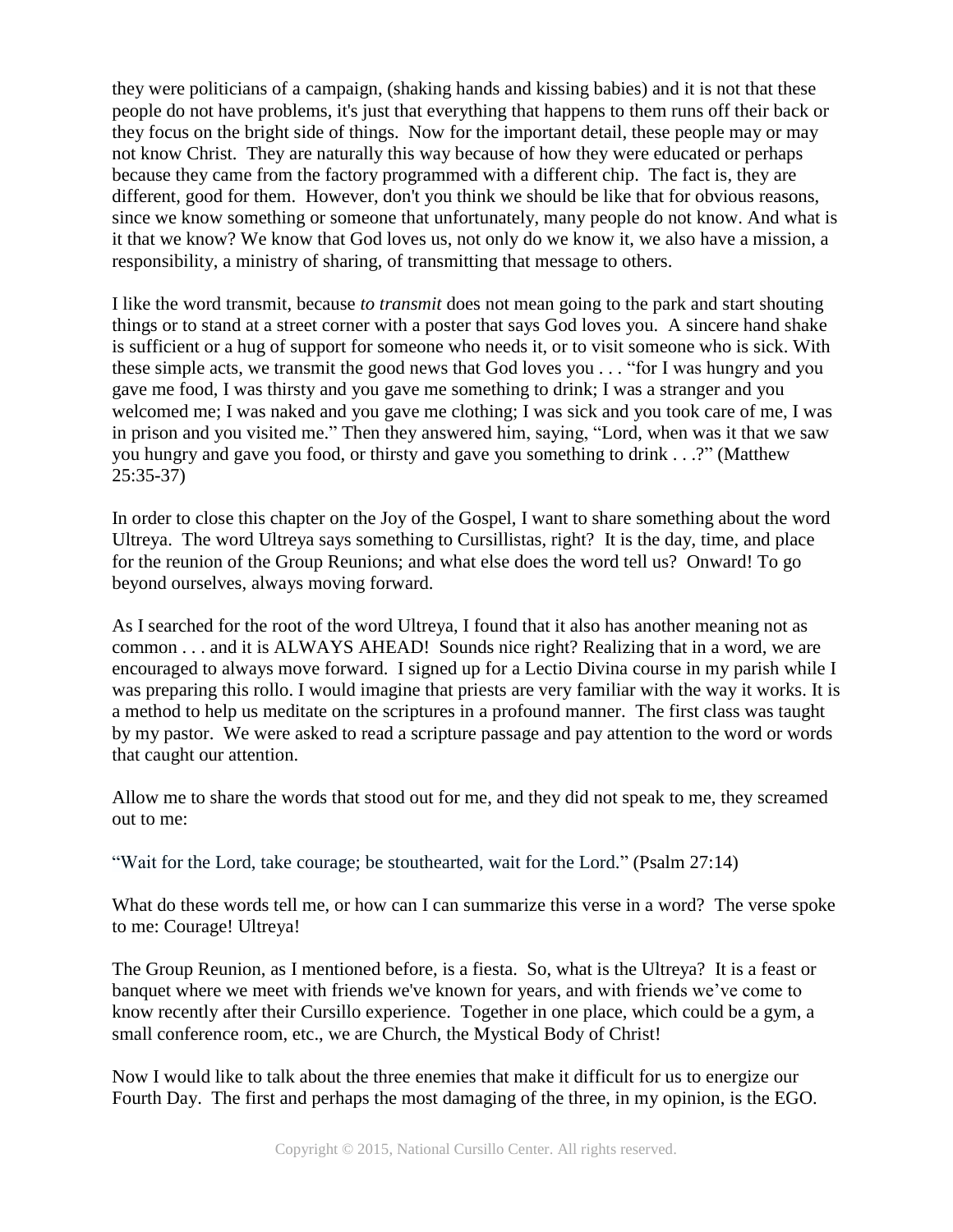they were politicians of a campaign, (shaking hands and kissing babies) and it is not that these people do not have problems, it's just that everything that happens to them runs off their back or they focus on the bright side of things. Now for the important detail, these people may or may not know Christ. They are naturally this way because of how they were educated or perhaps because they came from the factory programmed with a different chip. The fact is, they are different, good for them. However, don't you think we should be like that for obvious reasons, since we know something or someone that unfortunately, many people do not know. And what is it that we know? We know that God loves us, not only do we know it, we also have a mission, a responsibility, a ministry of sharing, of transmitting that message to others.

I like the word transmit, because *to transmit* does not mean going to the park and start shouting things or to stand at a street corner with a poster that says God loves you. A sincere hand shake is sufficient or a hug of support for someone who needs it, or to visit someone who is sick. With these simple acts, we transmit the good news that God loves you . . . "for I was hungry and you gave me food, I was thirsty and you gave me something to drink; I was a stranger and you welcomed me; I was naked and you gave me clothing; I was sick and you took care of me, I was in prison and you visited me." Then they answered him, saying, "Lord, when was it that we saw you hungry and gave you food, or thirsty and gave you something to drink . . .?" (Matthew 25:35-37)

In order to close this chapter on the Joy of the Gospel, I want to share something about the word Ultreya. The word Ultreya says something to Cursillistas, right? It is the day, time, and place for the reunion of the Group Reunions; and what else does the word tell us? Onward! To go beyond ourselves, always moving forward.

As I searched for the root of the word Ultreya, I found that it also has another meaning not as common . . . and it is ALWAYS AHEAD! Sounds nice right? Realizing that in a word, we are encouraged to always move forward. I signed up for a Lectio Divina course in my parish while I was preparing this rollo. I would imagine that priests are very familiar with the way it works. It is a method to help us meditate on the scriptures in a profound manner. The first class was taught by my pastor. We were asked to read a scripture passage and pay attention to the word or words that caught our attention.

Allow me to share the words that stood out for me, and they did not speak to me, they screamed out to me:

"Wait for the Lord, take courage; be stouthearted, wait for the Lord." (Psalm 27:14)

What do these words tell me, or how can I can summarize this verse in a word? The verse spoke to me: Courage! Ultreya!

The Group Reunion, as I mentioned before, is a fiesta. So, what is the Ultreya? It is a feast or banquet where we meet with friends we've known for years, and with friends we've come to know recently after their Cursillo experience. Together in one place, which could be a gym, a small conference room, etc., we are Church, the Mystical Body of Christ!

Now I would like to talk about the three enemies that make it difficult for us to energize our Fourth Day. The first and perhaps the most damaging of the three, in my opinion, is the EGO.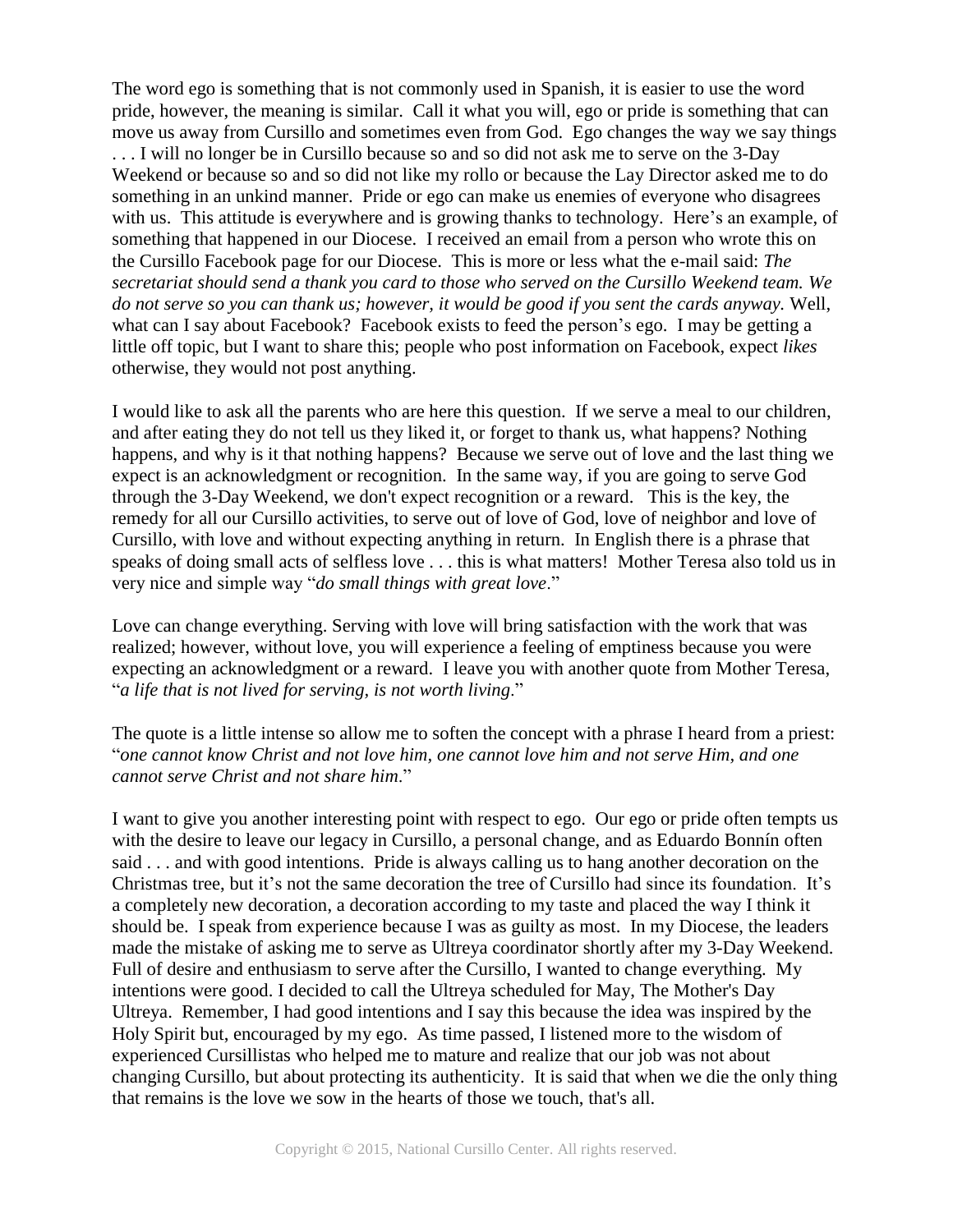The word ego is something that is not commonly used in Spanish, it is easier to use the word pride, however, the meaning is similar. Call it what you will, ego or pride is something that can move us away from Cursillo and sometimes even from God. Ego changes the way we say things . . . I will no longer be in Cursillo because so and so did not ask me to serve on the 3-Day Weekend or because so and so did not like my rollo or because the Lay Director asked me to do something in an unkind manner. Pride or ego can make us enemies of everyone who disagrees with us. This attitude is everywhere and is growing thanks to technology. Here's an example, of something that happened in our Diocese. I received an email from a person who wrote this on the Cursillo Facebook page for our Diocese. This is more or less what the e-mail said: *The secretariat should send a thank you card to those who served on the Cursillo Weekend team. We do not serve so you can thank us; however, it would be good if you sent the cards anyway.* Well, what can I say about Facebook? Facebook exists to feed the person's ego. I may be getting a little off topic, but I want to share this; people who post information on Facebook, expect *likes* otherwise, they would not post anything.

I would like to ask all the parents who are here this question. If we serve a meal to our children, and after eating they do not tell us they liked it, or forget to thank us, what happens? Nothing happens, and why is it that nothing happens? Because we serve out of love and the last thing we expect is an acknowledgment or recognition. In the same way, if you are going to serve God through the 3-Day Weekend, we don't expect recognition or a reward. This is the key, the remedy for all our Cursillo activities, to serve out of love of God, love of neighbor and love of Cursillo, with love and without expecting anything in return. In English there is a phrase that speaks of doing small acts of selfless love . . . this is what matters! Mother Teresa also told us in very nice and simple way "*do small things with great love*."

Love can change everything. Serving with love will bring satisfaction with the work that was realized; however, without love, you will experience a feeling of emptiness because you were expecting an acknowledgment or a reward. I leave you with another quote from Mother Teresa, "*a life that is not lived for serving, is not worth living*."

The quote is a little intense so allow me to soften the concept with a phrase I heard from a priest: "*one cannot know Christ and not love him, one cannot love him and not serve Him, and one cannot serve Christ and not share him*."

I want to give you another interesting point with respect to ego. Our ego or pride often tempts us with the desire to leave our legacy in Cursillo, a personal change, and as Eduardo Bonnín often said . . . and with good intentions. Pride is always calling us to hang another decoration on the Christmas tree, but it's not the same decoration the tree of Cursillo had since its foundation. It's a completely new decoration, a decoration according to my taste and placed the way I think it should be. I speak from experience because I was as guilty as most. In my Diocese, the leaders made the mistake of asking me to serve as Ultreya coordinator shortly after my 3-Day Weekend. Full of desire and enthusiasm to serve after the Cursillo, I wanted to change everything. My intentions were good. I decided to call the Ultreya scheduled for May, The Mother's Day Ultreya. Remember, I had good intentions and I say this because the idea was inspired by the Holy Spirit but, encouraged by my ego. As time passed, I listened more to the wisdom of experienced Cursillistas who helped me to mature and realize that our job was not about changing Cursillo, but about protecting its authenticity. It is said that when we die the only thing that remains is the love we sow in the hearts of those we touch, that's all.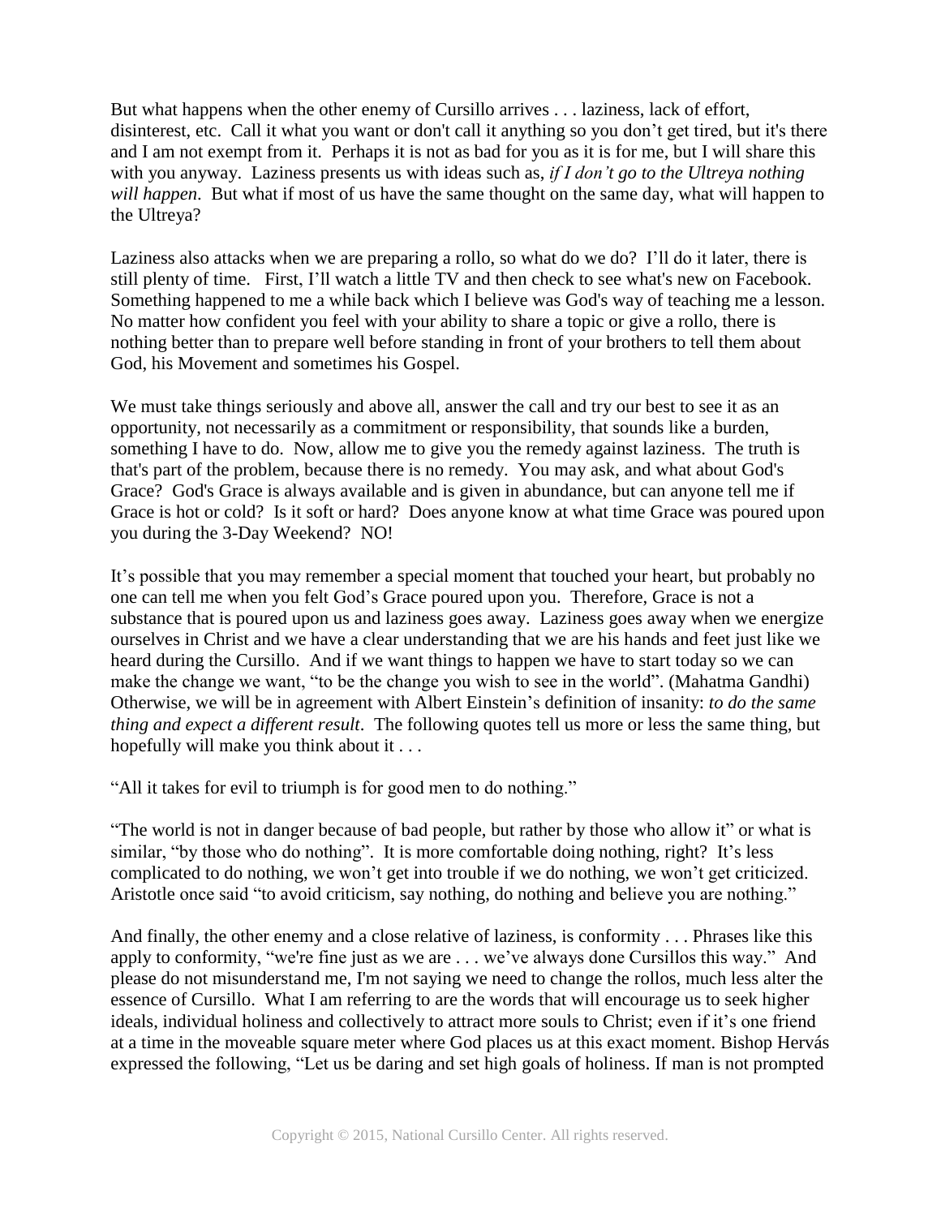But what happens when the other enemy of Cursillo arrives . . . laziness, lack of effort, disinterest, etc. Call it what you want or don't call it anything so you don't get tired, but it's there and I am not exempt from it. Perhaps it is not as bad for you as it is for me, but I will share this with you anyway. Laziness presents us with ideas such as, *if I don't go to the Ultreya nothing will happen*. But what if most of us have the same thought on the same day, what will happen to the Ultreya?

Laziness also attacks when we are preparing a rollo, so what do we do? I'll do it later, there is still plenty of time. First, I'll watch a little TV and then check to see what's new on Facebook. Something happened to me a while back which I believe was God's way of teaching me a lesson. No matter how confident you feel with your ability to share a topic or give a rollo, there is nothing better than to prepare well before standing in front of your brothers to tell them about God, his Movement and sometimes his Gospel.

We must take things seriously and above all, answer the call and try our best to see it as an opportunity, not necessarily as a commitment or responsibility, that sounds like a burden, something I have to do. Now, allow me to give you the remedy against laziness. The truth is that's part of the problem, because there is no remedy. You may ask, and what about God's Grace? God's Grace is always available and is given in abundance, but can anyone tell me if Grace is hot or cold? Is it soft or hard? Does anyone know at what time Grace was poured upon you during the 3-Day Weekend? NO!

It's possible that you may remember a special moment that touched your heart, but probably no one can tell me when you felt God's Grace poured upon you. Therefore, Grace is not a substance that is poured upon us and laziness goes away. Laziness goes away when we energize ourselves in Christ and we have a clear understanding that we are his hands and feet just like we heard during the Cursillo. And if we want things to happen we have to start today so we can make the change we want, "to be the change you wish to see in the world". (Mahatma Gandhi) Otherwise, we will be in agreement with Albert Einstein's definition of insanity: *to do the same thing and expect a different result*. The following quotes tell us more or less the same thing, but hopefully will make you think about it . . .

"All it takes for evil to triumph is for good men to do nothing."

"The world is not in danger because of bad people, but rather by those who allow it" or what is similar, "by those who do nothing". It is more comfortable doing nothing, right? It's less complicated to do nothing, we won't get into trouble if we do nothing, we won't get criticized. Aristotle once said "to avoid criticism, say nothing, do nothing and believe you are nothing."

And finally, the other enemy and a close relative of laziness, is conformity . . . Phrases like this apply to conformity, "we're fine just as we are . . . we've always done Cursillos this way." And please do not misunderstand me, I'm not saying we need to change the rollos, much less alter the essence of Cursillo. What I am referring to are the words that will encourage us to seek higher ideals, individual holiness and collectively to attract more souls to Christ; even if it's one friend at a time in the moveable square meter where God places us at this exact moment. Bishop Hervás expressed the following, "Let us be daring and set high goals of holiness. If man is not prompted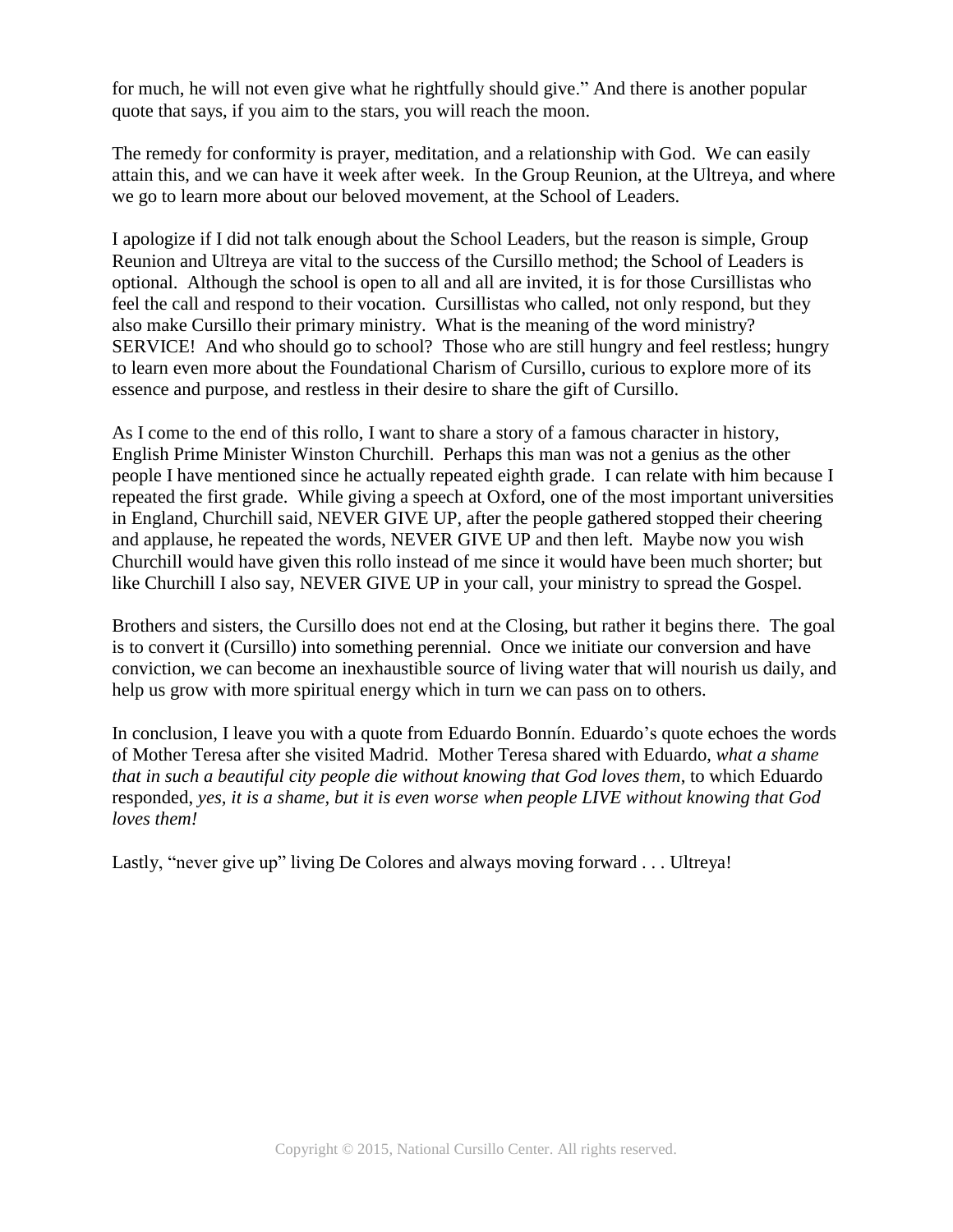for much, he will not even give what he rightfully should give." And there is another popular quote that says, if you aim to the stars, you will reach the moon.

The remedy for conformity is prayer, meditation, and a relationship with God. We can easily attain this, and we can have it week after week. In the Group Reunion, at the Ultreya, and where we go to learn more about our beloved movement, at the School of Leaders.

I apologize if I did not talk enough about the School Leaders, but the reason is simple, Group Reunion and Ultreya are vital to the success of the Cursillo method; the School of Leaders is optional. Although the school is open to all and all are invited, it is for those Cursillistas who feel the call and respond to their vocation. Cursillistas who called, not only respond, but they also make Cursillo their primary ministry. What is the meaning of the word ministry? SERVICE! And who should go to school? Those who are still hungry and feel restless; hungry to learn even more about the Foundational Charism of Cursillo, curious to explore more of its essence and purpose, and restless in their desire to share the gift of Cursillo.

As I come to the end of this rollo, I want to share a story of a famous character in history, English Prime Minister Winston Churchill. Perhaps this man was not a genius as the other people I have mentioned since he actually repeated eighth grade. I can relate with him because I repeated the first grade. While giving a speech at Oxford, one of the most important universities in England, Churchill said, NEVER GIVE UP, after the people gathered stopped their cheering and applause, he repeated the words, NEVER GIVE UP and then left. Maybe now you wish Churchill would have given this rollo instead of me since it would have been much shorter; but like Churchill I also say, NEVER GIVE UP in your call, your ministry to spread the Gospel.

Brothers and sisters, the Cursillo does not end at the Closing, but rather it begins there. The goal is to convert it (Cursillo) into something perennial. Once we initiate our conversion and have conviction, we can become an inexhaustible source of living water that will nourish us daily, and help us grow with more spiritual energy which in turn we can pass on to others.

In conclusion, I leave you with a quote from Eduardo Bonnín. Eduardo's quote echoes the words of Mother Teresa after she visited Madrid. Mother Teresa shared with Eduardo, *what a shame that in such a beautiful city people die without knowing that God loves them*, to which Eduardo responded, *yes, it is a shame, but it is even worse when people LIVE without knowing that God loves them!*

Lastly, "never give up" living De Colores and always moving forward . . . Ultreya!